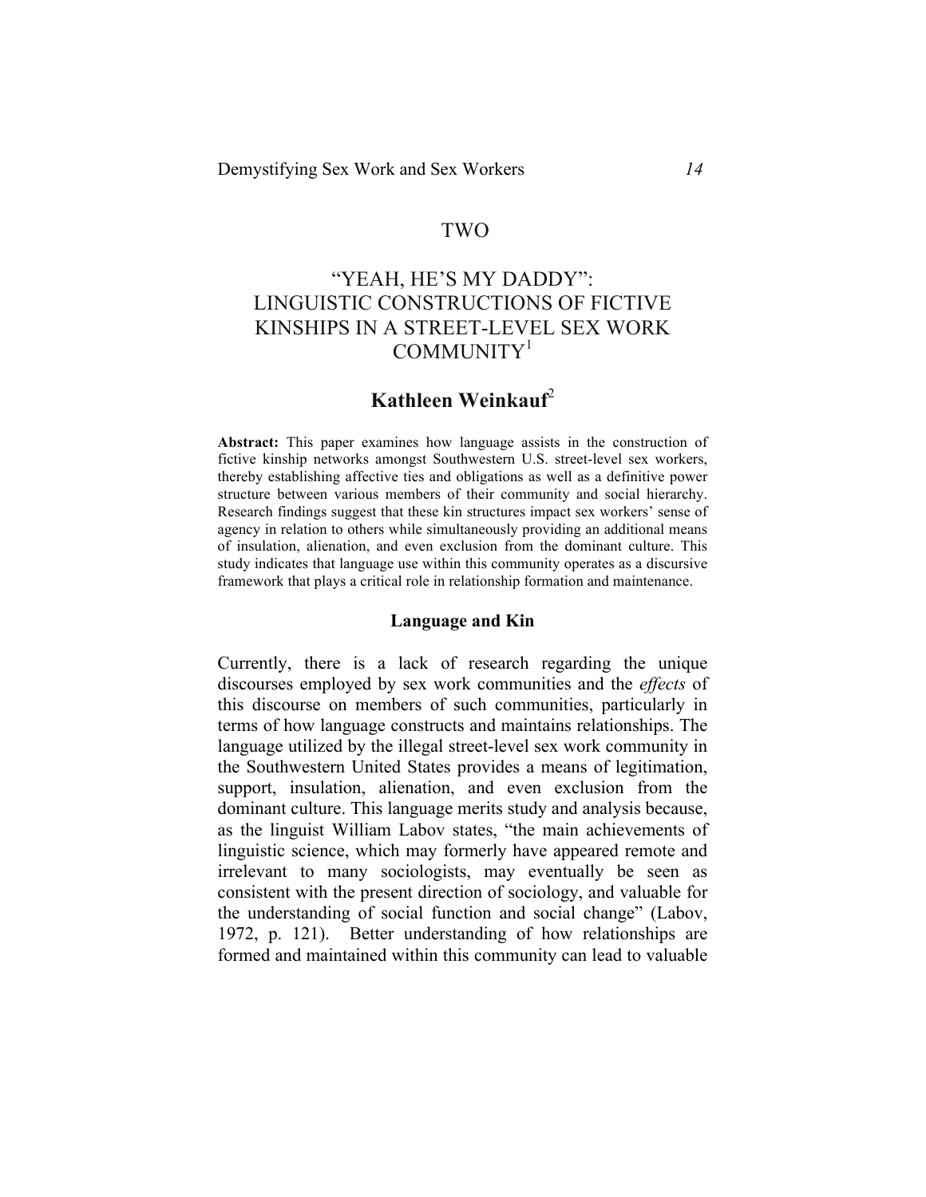# TWO

# "YEAH, HE'S MY DADDY": LINGUISTIC CONSTRUCTIONS OF FICTIVE KINSHIPS IN A STREET-LEVEL SEX WORK COMMUNITY[1]

## Kathleen Weinkauf[2]

**Abstract:** This paper examines how language assists in the construction of fictive kinship networks amongst Southwestern U.S. street-level sex workers, thereby establishing affective ties and obligations as well as a definitive power structure between various members of their community and social hierarchy. Research findings suggest that these kin structures impact sex workers' sense of agency in relation to others while simultaneously providing an additional means of insulation, alienation, and even exclusion from the dominant culture. This study indicates that language use within this community operates as a discursive framework that plays a critical role in relationship formation and maintenance.

### Language and Kin

Currently, there is a lack of research regarding the unique discourses employed by sex work communities and the *effects* of this discourse on members of such communities, particularly in terms of how language constructs and maintains relationships. The language utilized by the illegal street-level sex work community in the Southwestern United States provides a means of legitimation, support, insulation, alienation, and even exclusion from the dominant culture. This language merits study and analysis because, as the linguist William Labov states, "the main achievements of linguistic science, which may formerly have appeared remote and irrelevant to many sociologists, may eventually be seen as consistent with the present direction of sociology, and valuable for the understanding of social function and social change" (Labov, 1972, p. 121). Better understanding of how relationships are formed and maintained within this community can lead to valuable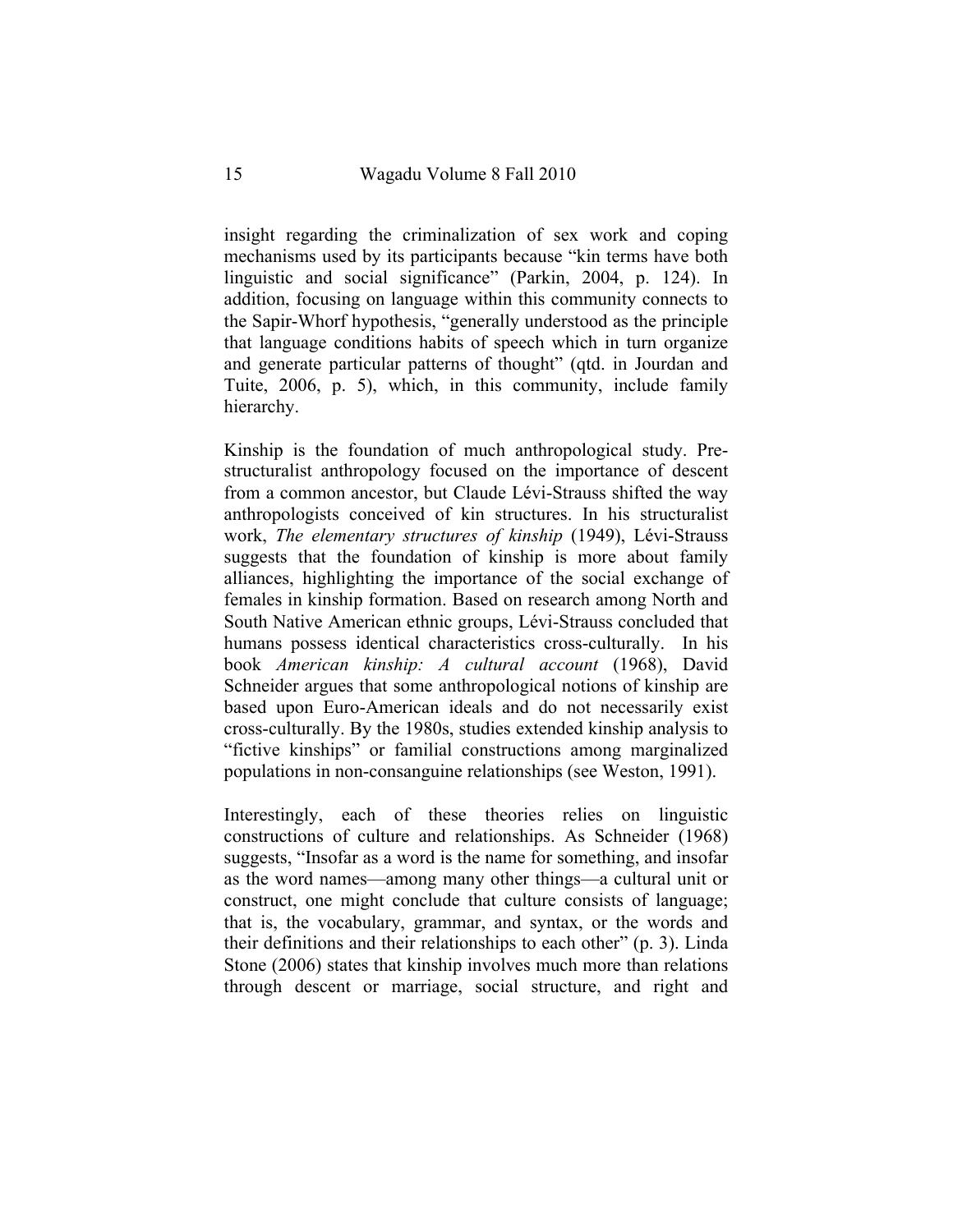insight regarding the criminalization of sex work and coping mechanisms used by its participants because "kin terms have both linguistic and social significance" (Parkin, 2004, p. 124). In addition, focusing on language within this community connects to the Sapir-Whorf hypothesis, "generally understood as the principle that language conditions habits of speech which in turn organize and generate particular patterns of thought" (qtd. in Jourdan and Tuite, 2006, p. 5), which, in this community, include family hierarchy.

Kinship is the foundation of much anthropological study. Pre-structuralist anthropology focused on the importance of descent from a common ancestor, but Claude Lévi-Strauss shifted the way anthropologists conceived of kin structures. In his structuralist work, *The elementary structures of kinship* (1949), Lévi-Strauss suggests that the foundation of kinship is more about family alliances, highlighting the importance of the social exchange of females in kinship formation. Based on research among North and South Native American ethnic groups, Lévi-Strauss concluded that humans possess identical characteristics cross-culturally. In his book *American kinship: A cultural account* (1968), David Schneider argues that some anthropological notions of kinship are based upon Euro-American ideals and do not necessarily exist cross-culturally. By the 1980s, studies extended kinship analysis to "fictive kinships" or familial constructions among marginalized populations in non-consanguine relationships (see Weston, 1991).

Interestingly, each of these theories relies on linguistic constructions of culture and relationships. As Schneider (1968) suggests, "Insofar as a word is the name for something, and insofar as the word names—among many other things—a cultural unit or construct, one might conclude that culture consists of language; that is, the vocabulary, grammar, and syntax, or the words and their definitions and their relationships to each other" (p. 3). Linda Stone (2006) states that kinship involves much more than relations through descent or marriage, social structure, and right and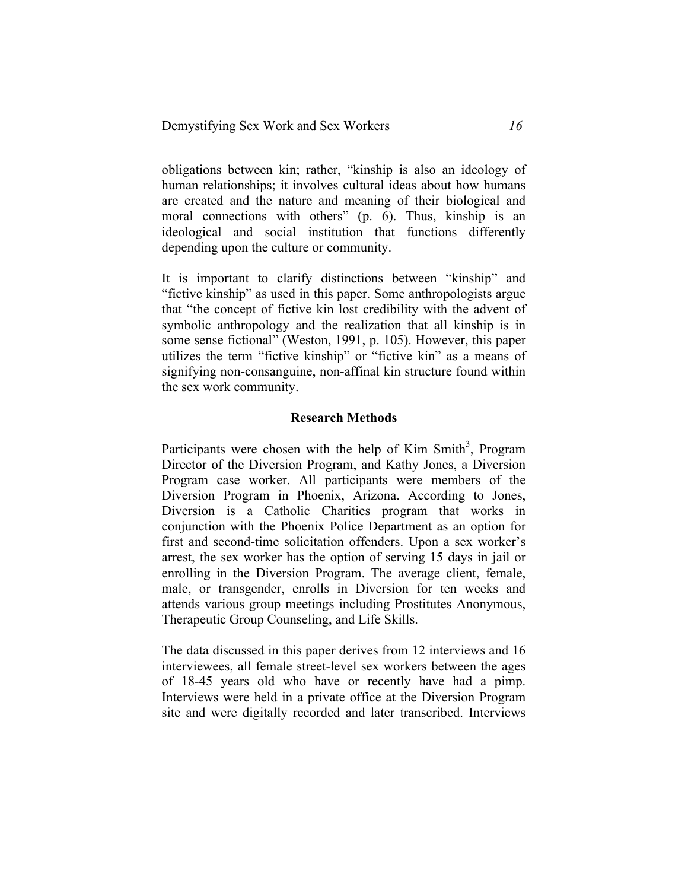obligations between kin; rather, "kinship is also an ideology of human relationships; it involves cultural ideas about how humans are created and the nature and meaning of their biological and moral connections with others" (p. 6). Thus, kinship is an ideological and social institution that functions differently depending upon the culture or community.

It is important to clarify distinctions between "kinship" and "fictive kinship" as used in this paper. Some anthropologists argue that "the concept of fictive kin lost credibility with the advent of symbolic anthropology and the realization that all kinship is in some sense fictional" (Weston, 1991, p. 105). However, this paper utilizes the term "fictive kinship" or "fictive kin" as a means of signifying non-consanguine, non-affinal kin structure found within the sex work community.

## Research Methods

Participants were chosen with the help of Kim Smith[3], Program Director of the Diversion Program, and Kathy Jones, a Diversion Program case worker. All participants were members of the Diversion Program in Phoenix, Arizona. According to Jones, Diversion is a Catholic Charities program that works in conjunction with the Phoenix Police Department as an option for first and second-time solicitation offenders. Upon a sex worker's arrest, the sex worker has the option of serving 15 days in jail or enrolling in the Diversion Program. The average client, female, male, or transgender, enrolls in Diversion for ten weeks and attends various group meetings including Prostitutes Anonymous, Therapeutic Group Counseling, and Life Skills.

The data discussed in this paper derives from 12 interviews and 16 interviewees, all female street-level sex workers between the ages of 18-45 years old who have or recently have had a pimp. Interviews were held in a private office at the Diversion Program site and were digitally recorded and later transcribed. Interviews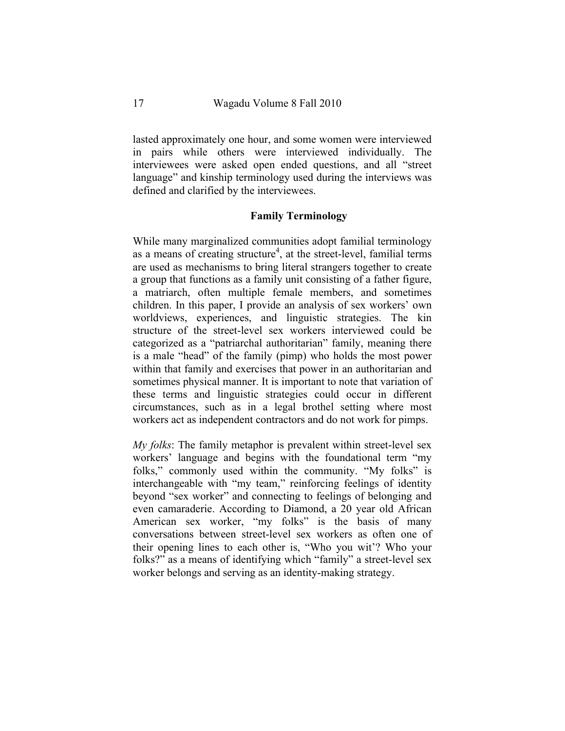lasted approximately one hour, and some women were interviewed in pairs while others were interviewed individually. The interviewees were asked open ended questions, and all "street language" and kinship terminology used during the interviews was defined and clarified by the interviewees.

## Family Terminology

While many marginalized communities adopt familial terminology as a means of creating structure[4], at the street-level, familial terms are used as mechanisms to bring literal strangers together to create a group that functions as a family unit consisting of a father figure, a matriarch, often multiple female members, and sometimes children. In this paper, I provide an analysis of sex workers' own worldviews, experiences, and linguistic strategies. The kin structure of the street-level sex workers interviewed could be categorized as a "patriarchal authoritarian" family, meaning there is a male "head" of the family (pimp) who holds the most power within that family and exercises that power in an authoritarian and sometimes physical manner. It is important to note that variation of these terms and linguistic strategies could occur in different circumstances, such as in a legal brothel setting where most workers act as independent contractors and do not work for pimps.

*My folks*: The family metaphor is prevalent within street-level sex workers' language and begins with the foundational term "my folks," commonly used within the community. "My folks" is interchangeable with "my team," reinforcing feelings of identity beyond "sex worker" and connecting to feelings of belonging and even camaraderie. According to Diamond, a 20 year old African American sex worker, "my folks" is the basis of many conversations between street-level sex workers as often one of their opening lines to each other is, "Who you wit'? Who your folks?" as a means of identifying which "family" a street-level sex worker belongs and serving as an identity-making strategy.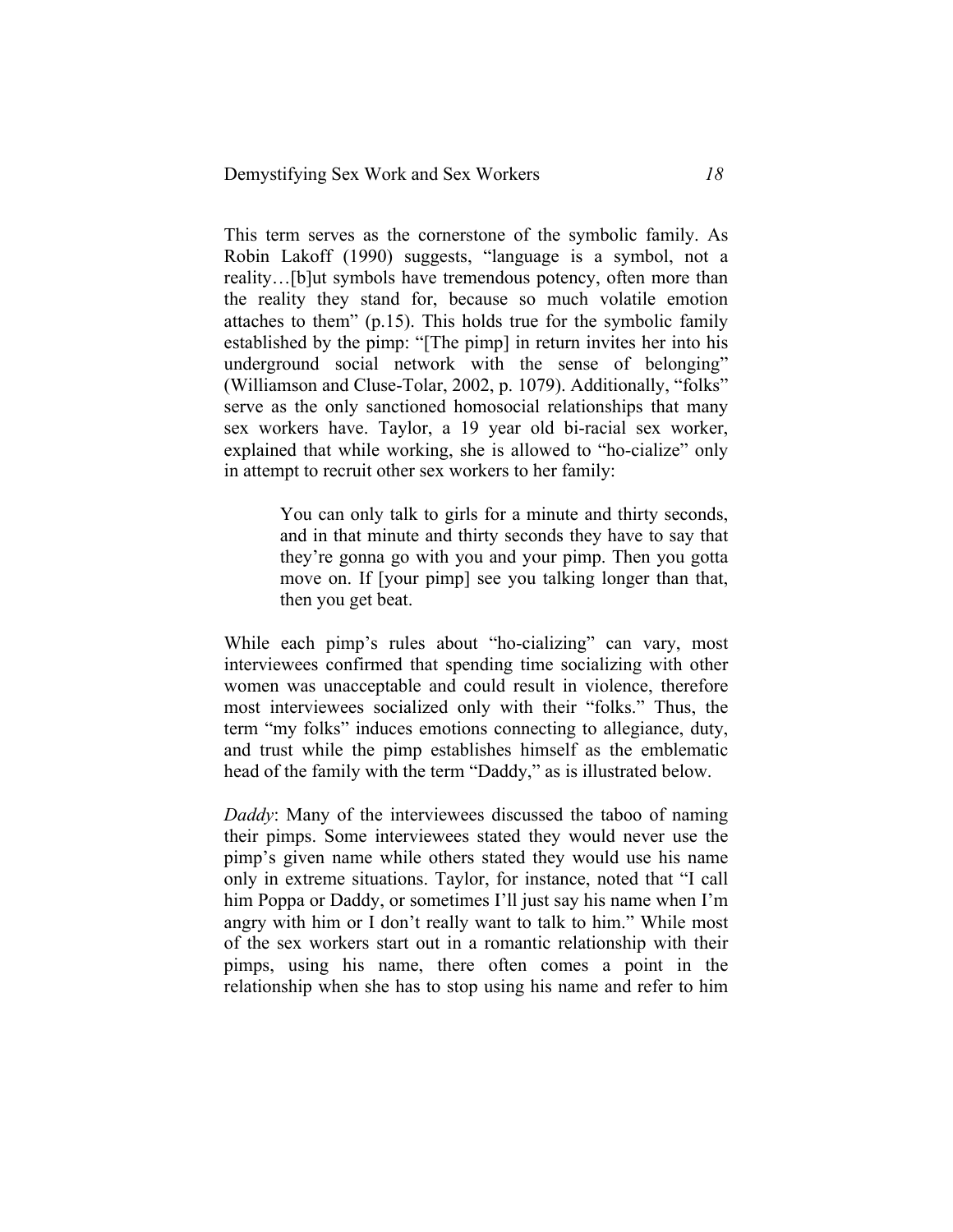This term serves as the cornerstone of the symbolic family. As Robin Lakoff (1990) suggests, "language is a symbol, not a reality…[b]ut symbols have tremendous potency, often more than the reality they stand for, because so much volatile emotion attaches to them" (p.15). This holds true for the symbolic family established by the pimp: "[The pimp] in return invites her into his underground social network with the sense of belonging" (Williamson and Cluse-Tolar, 2002, p. 1079). Additionally, "folks" serve as the only sanctioned homosocial relationships that many sex workers have. Taylor, a 19 year old bi-racial sex worker, explained that while working, she is allowed to "ho-cialize" only in attempt to recruit other sex workers to her family:

> You can only talk to girls for a minute and thirty seconds, and in that minute and thirty seconds they have to say that they're gonna go with you and your pimp. Then you gotta move on. If [your pimp] see you talking longer than that, then you get beat.

While each pimp's rules about "ho-cializing" can vary, most interviewees confirmed that spending time socializing with other women was unacceptable and could result in violence, therefore most interviewees socialized only with their "folks." Thus, the term "my folks" induces emotions connecting to allegiance, duty, and trust while the pimp establishes himself as the emblematic head of the family with the term "Daddy," as is illustrated below.

*Daddy*: Many of the interviewees discussed the taboo of naming their pimps. Some interviewees stated they would never use the pimp's given name while others stated they would use his name only in extreme situations. Taylor, for instance, noted that "I call him Poppa or Daddy, or sometimes I'll just say his name when I'm angry with him or I don't really want to talk to him." While most of the sex workers start out in a romantic relationship with their pimps, using his name, there often comes a point in the relationship when she has to stop using his name and refer to him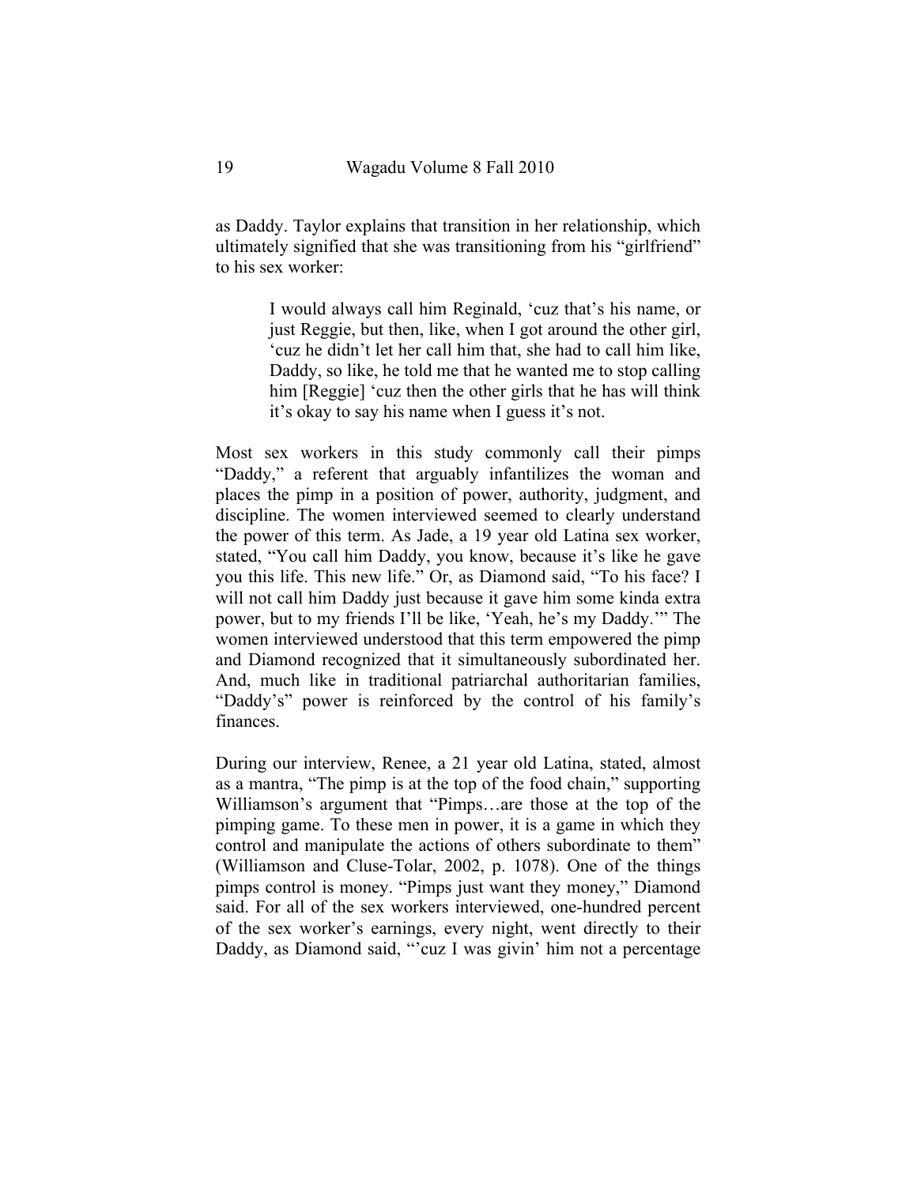as Daddy. Taylor explains that transition in her relationship, which ultimately signified that she was transitioning from his "girlfriend" to his sex worker:

> I would always call him Reginald, 'cuz that's his name, or just Reggie, but then, like, when I got around the other girl, 'cuz he didn't let her call him that, she had to call him like, Daddy, so like, he told me that he wanted me to stop calling him [Reggie] 'cuz then the other girls that he has will think it's okay to say his name when I guess it's not.

Most sex workers in this study commonly call their pimps "Daddy," a referent that arguably infantilizes the woman and places the pimp in a position of power, authority, judgment, and discipline. The women interviewed seemed to clearly understand the power of this term. As Jade, a 19 year old Latina sex worker, stated, "You call him Daddy, you know, because it's like he gave you this life. This new life." Or, as Diamond said, "To his face? I will not call him Daddy just because it gave him some kinda extra power, but to my friends I'll be like, 'Yeah, he's my Daddy.'" The women interviewed understood that this term empowered the pimp and Diamond recognized that it simultaneously subordinated her. And, much like in traditional patriarchal authoritarian families, "Daddy's" power is reinforced by the control of his family's finances.

During our interview, Renee, a 21 year old Latina, stated, almost as a mantra, "The pimp is at the top of the food chain," supporting Williamson's argument that "Pimps…are those at the top of the pimping game. To these men in power, it is a game in which they control and manipulate the actions of others subordinate to them" (Williamson and Cluse-Tolar, 2002, p. 1078). One of the things pimps control is money. "Pimps just want they money," Diamond said. For all of the sex workers interviewed, one-hundred percent of the sex worker's earnings, every night, went directly to their Daddy, as Diamond said, "'cuz I was givin' him not a percentage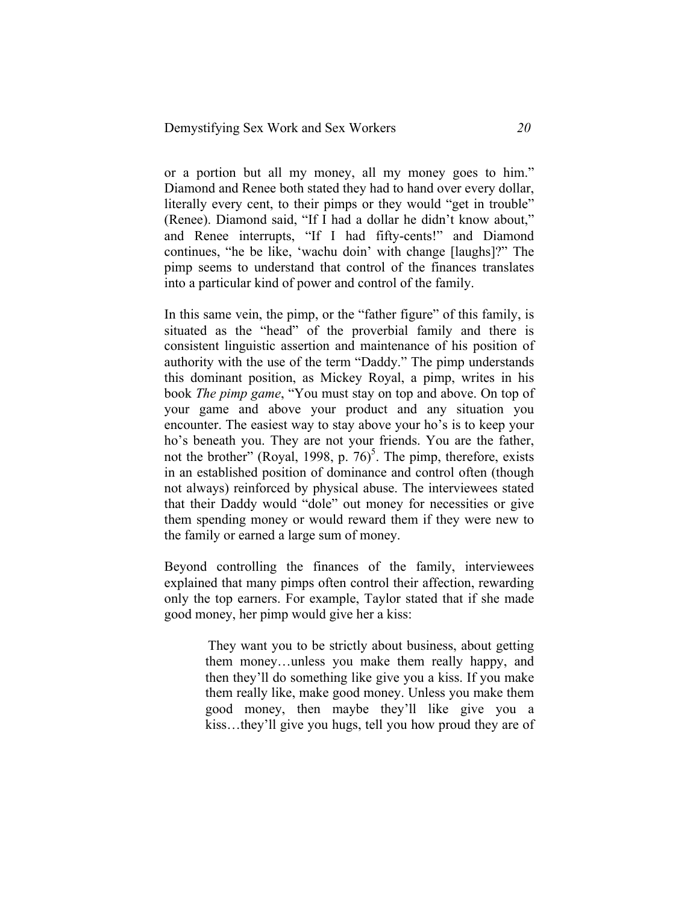or a portion but all my money, all my money goes to him." Diamond and Renee both stated they had to hand over every dollar, literally every cent, to their pimps or they would "get in trouble" (Renee). Diamond said, "If I had a dollar he didn't know about," and Renee interrupts, "If I had fifty-cents!" and Diamond continues, "he be like, 'wachu doin' with change [laughs]?" The pimp seems to understand that control of the finances translates into a particular kind of power and control of the family.

In this same vein, the pimp, or the "father figure" of this family, is situated as the "head" of the proverbial family and there is consistent linguistic assertion and maintenance of his position of authority with the use of the term "Daddy." The pimp understands this dominant position, as Mickey Royal, a pimp, writes in his book *The pimp game*, "You must stay on top and above. On top of your game and above your product and any situation you encounter. The easiest way to stay above your ho's is to keep your ho's beneath you. They are not your friends. You are the father, not the brother" (Royal, 1998, p. 76)[5]. The pimp, therefore, exists in an established position of dominance and control often (though not always) reinforced by physical abuse. The interviewees stated that their Daddy would "dole" out money for necessities or give them spending money or would reward them if they were new to the family or earned a large sum of money.

Beyond controlling the finances of the family, interviewees explained that many pimps often control their affection, rewarding only the top earners. For example, Taylor stated that if she made good money, her pimp would give her a kiss:

> They want you to be strictly about business, about getting them money…unless you make them really happy, and then they'll do something like give you a kiss. If you make them really like, make good money. Unless you make them good money, then maybe they'll like give you a kiss…they'll give you hugs, tell you how proud they are of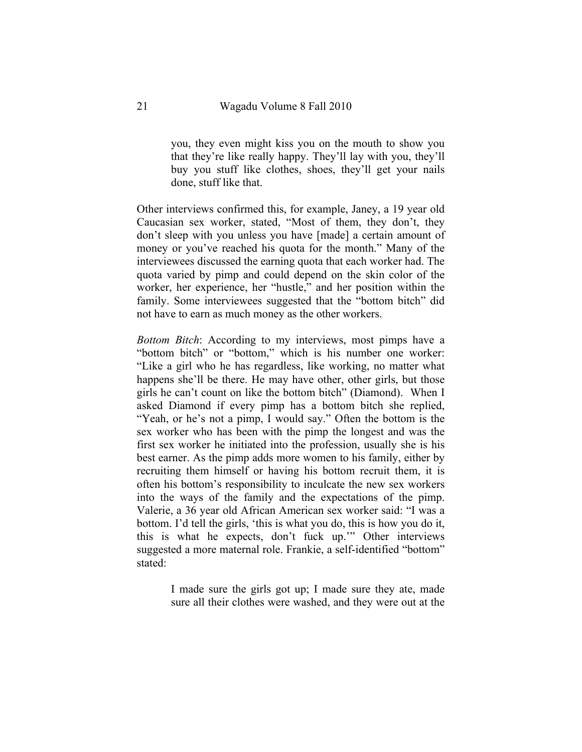> you, they even might kiss you on the mouth to show you that they're like really happy. They'll lay with you, they'll buy you stuff like clothes, shoes, they'll get your nails done, stuff like that.

Other interviews confirmed this, for example, Janey, a 19 year old Caucasian sex worker, stated, "Most of them, they don't, they don't sleep with you unless you have [made] a certain amount of money or you've reached his quota for the month." Many of the interviewees discussed the earning quota that each worker had. The quota varied by pimp and could depend on the skin color of the worker, her experience, her "hustle," and her position within the family. Some interviewees suggested that the "bottom bitch" did not have to earn as much money as the other workers.

*Bottom Bitch*: According to my interviews, most pimps have a "bottom bitch" or "bottom," which is his number one worker: "Like a girl who he has regardless, like working, no matter what happens she'll be there. He may have other, other girls, but those girls he can't count on like the bottom bitch" (Diamond). When I asked Diamond if every pimp has a bottom bitch she replied, "Yeah, or he's not a pimp, I would say." Often the bottom is the sex worker who has been with the pimp the longest and was the first sex worker he initiated into the profession, usually she is his best earner. As the pimp adds more women to his family, either by recruiting them himself or having his bottom recruit them, it is often his bottom's responsibility to inculcate the new sex workers into the ways of the family and the expectations of the pimp. Valerie, a 36 year old African American sex worker said: "I was a bottom. I'd tell the girls, 'this is what you do, this is how you do it, this is what he expects, don't fuck up.'" Other interviews suggested a more maternal role. Frankie, a self-identified "bottom" stated:

> I made sure the girls got up; I made sure they ate, made sure all their clothes were washed, and they were out at the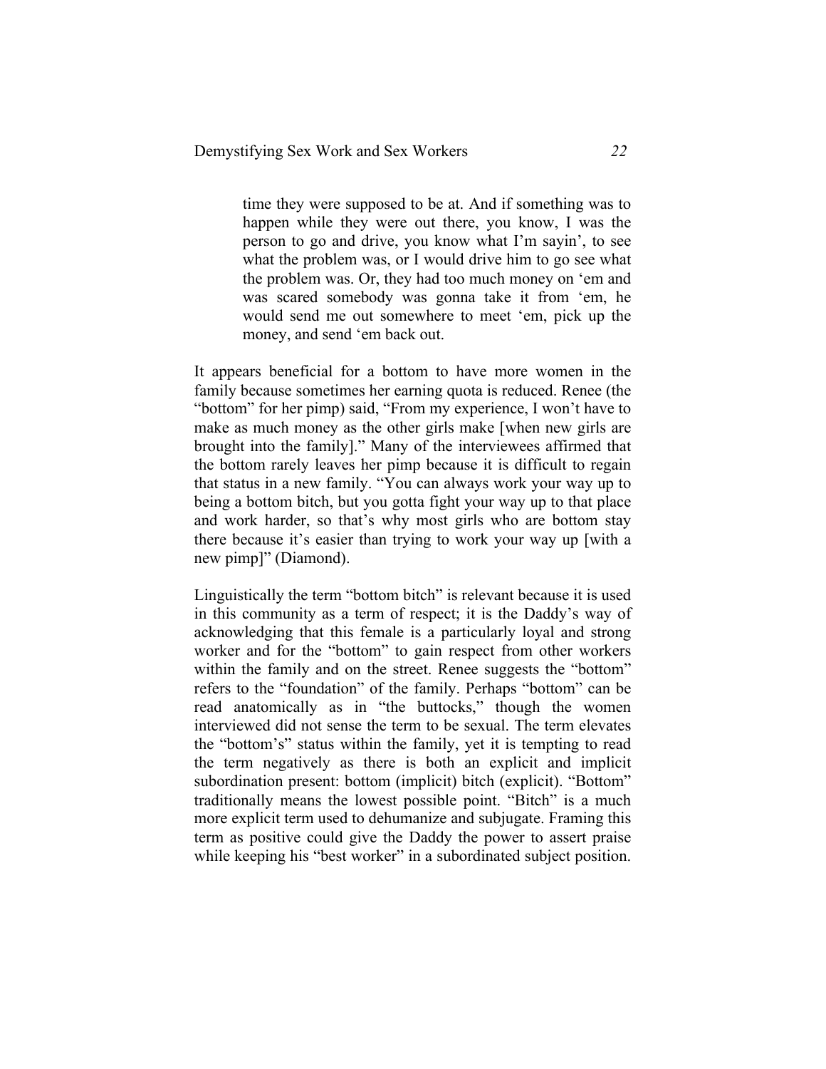> time they were supposed to be at. And if something was to happen while they were out there, you know, I was the person to go and drive, you know what I'm sayin', to see what the problem was, or I would drive him to go see what the problem was. Or, they had too much money on 'em and was scared somebody was gonna take it from 'em, he would send me out somewhere to meet 'em, pick up the money, and send 'em back out.

It appears beneficial for a bottom to have more women in the family because sometimes her earning quota is reduced. Renee (the "bottom" for her pimp) said, "From my experience, I won't have to make as much money as the other girls make [when new girls are brought into the family]." Many of the interviewees affirmed that the bottom rarely leaves her pimp because it is difficult to regain that status in a new family. "You can always work your way up to being a bottom bitch, but you gotta fight your way up to that place and work harder, so that's why most girls who are bottom stay there because it's easier than trying to work your way up [with a new pimp]" (Diamond).

Linguistically the term "bottom bitch" is relevant because it is used in this community as a term of respect; it is the Daddy's way of acknowledging that this female is a particularly loyal and strong worker and for the "bottom" to gain respect from other workers within the family and on the street. Renee suggests the "bottom" refers to the "foundation" of the family. Perhaps "bottom" can be read anatomically as in "the buttocks," though the women interviewed did not sense the term to be sexual. The term elevates the "bottom's" status within the family, yet it is tempting to read the term negatively as there is both an explicit and implicit subordination present: bottom (implicit) bitch (explicit). "Bottom" traditionally means the lowest possible point. "Bitch" is a much more explicit term used to dehumanize and subjugate. Framing this term as positive could give the Daddy the power to assert praise while keeping his "best worker" in a subordinated subject position.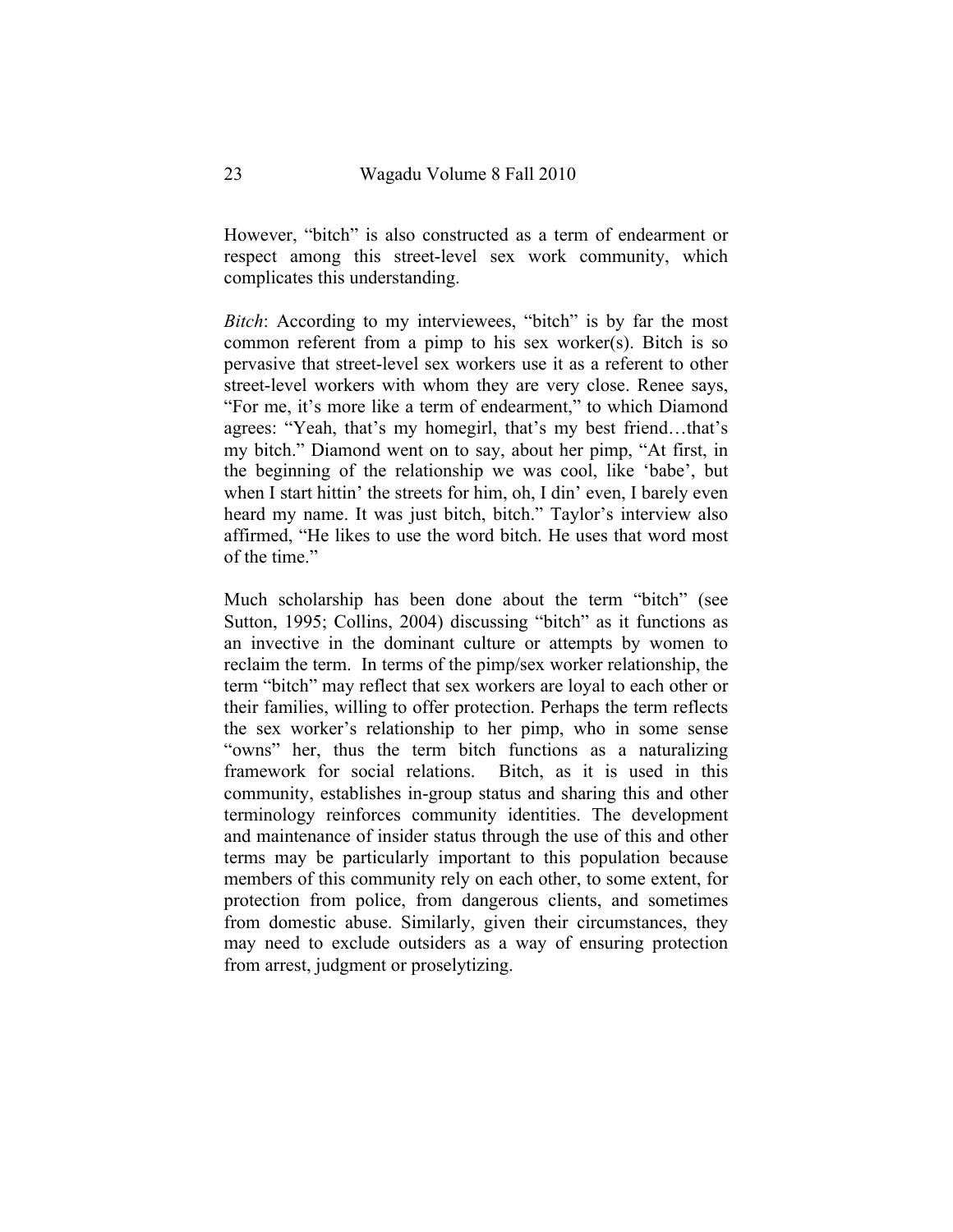However, "bitch" is also constructed as a term of endearment or respect among this street-level sex work community, which complicates this understanding.

*Bitch*: According to my interviewees, "bitch" is by far the most common referent from a pimp to his sex worker(s). Bitch is so pervasive that street-level sex workers use it as a referent to other street-level workers with whom they are very close. Renee says, "For me, it's more like a term of endearment," to which Diamond agrees: "Yeah, that's my homegirl, that's my best friend…that's my bitch." Diamond went on to say, about her pimp, "At first, in the beginning of the relationship we was cool, like 'babe', but when I start hittin' the streets for him, oh, I din' even, I barely even heard my name. It was just bitch, bitch." Taylor's interview also affirmed, "He likes to use the word bitch. He uses that word most of the time."

Much scholarship has been done about the term "bitch" (see Sutton, 1995; Collins, 2004) discussing "bitch" as it functions as an invective in the dominant culture or attempts by women to reclaim the term. In terms of the pimp/sex worker relationship, the term "bitch" may reflect that sex workers are loyal to each other or their families, willing to offer protection. Perhaps the term reflects the sex worker's relationship to her pimp, who in some sense "owns" her, thus the term bitch functions as a naturalizing framework for social relations. Bitch, as it is used in this community, establishes in-group status and sharing this and other terminology reinforces community identities. The development and maintenance of insider status through the use of this and other terms may be particularly important to this population because members of this community rely on each other, to some extent, for protection from police, from dangerous clients, and sometimes from domestic abuse. Similarly, given their circumstances, they may need to exclude outsiders as a way of ensuring protection from arrest, judgment or proselytizing.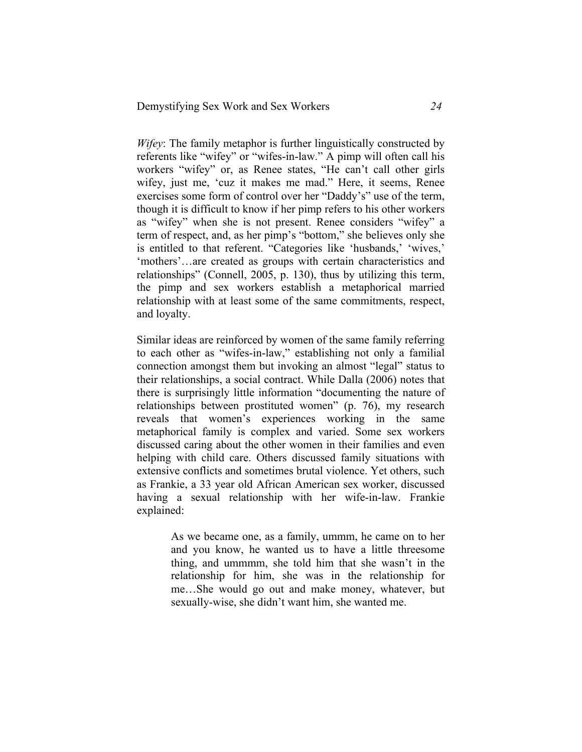*Wifey*: The family metaphor is further linguistically constructed by referents like "wifey" or "wifes-in-law." A pimp will often call his workers "wifey" or, as Renee states, "He can't call other girls wifey, just me, 'cuz it makes me mad." Here, it seems, Renee exercises some form of control over her "Daddy's" use of the term, though it is difficult to know if her pimp refers to his other workers as "wifey" when she is not present. Renee considers "wifey" a term of respect, and, as her pimp's "bottom," she believes only she is entitled to that referent. "Categories like 'husbands,' 'wives,' 'mothers'…are created as groups with certain characteristics and relationships" (Connell, 2005, p. 130), thus by utilizing this term, the pimp and sex workers establish a metaphorical married relationship with at least some of the same commitments, respect, and loyalty.

Similar ideas are reinforced by women of the same family referring to each other as "wifes-in-law," establishing not only a familial connection amongst them but invoking an almost "legal" status to their relationships, a social contract. While Dalla (2006) notes that there is surprisingly little information "documenting the nature of relationships between prostituted women" (p. 76), my research reveals that women's experiences working in the same metaphorical family is complex and varied. Some sex workers discussed caring about the other women in their families and even helping with child care. Others discussed family situations with extensive conflicts and sometimes brutal violence. Yet others, such as Frankie, a 33 year old African American sex worker, discussed having a sexual relationship with her wife-in-law. Frankie explained:

> As we became one, as a family, ummm, he came on to her and you know, he wanted us to have a little threesome thing, and ummmm, she told him that she wasn't in the relationship for him, she was in the relationship for me…She would go out and make money, whatever, but sexually-wise, she didn't want him, she wanted me.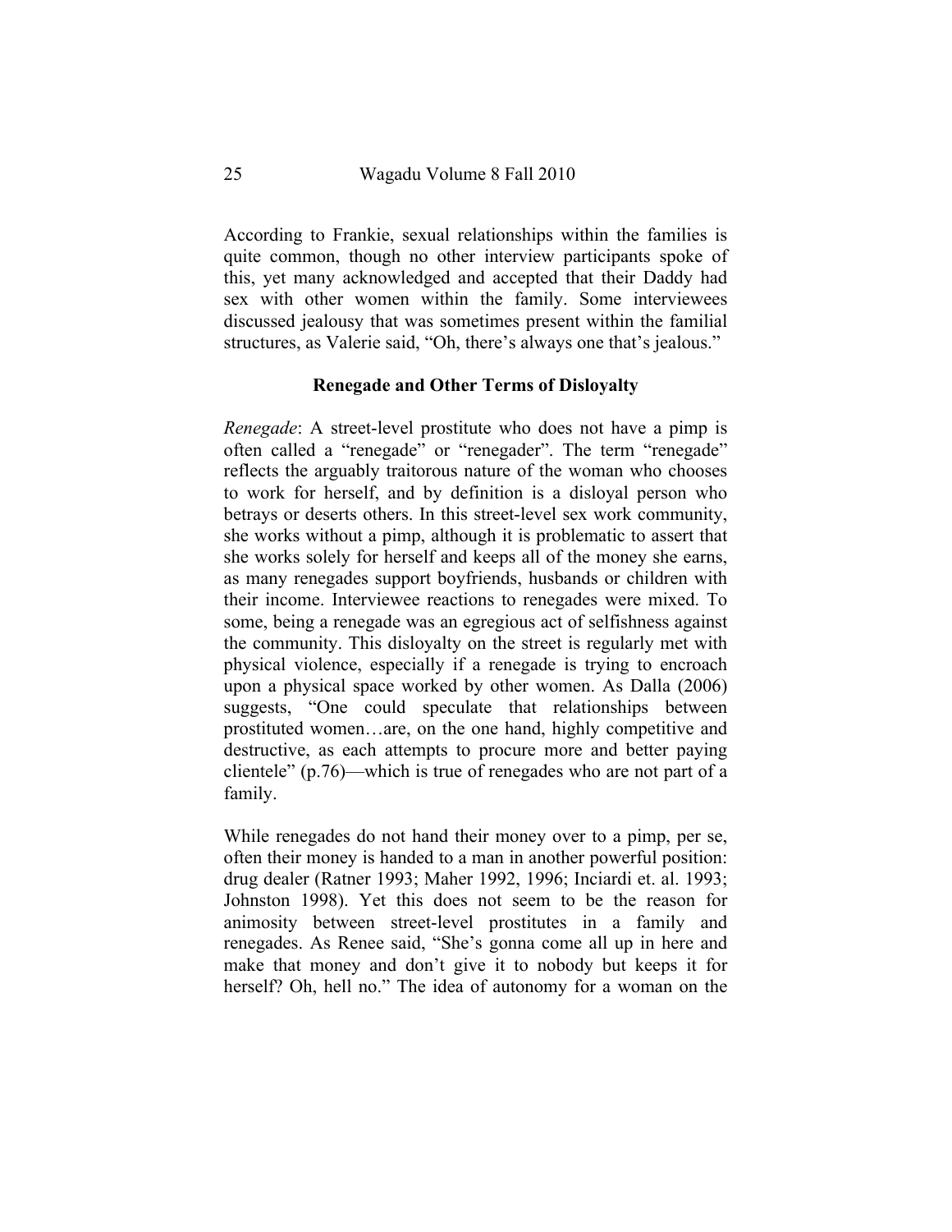According to Frankie, sexual relationships within the families is quite common, though no other interview participants spoke of this, yet many acknowledged and accepted that their Daddy had sex with other women within the family. Some interviewees discussed jealousy that was sometimes present within the familial structures, as Valerie said, "Oh, there's always one that's jealous."

### Renegade and Other Terms of Disloyalty

*Renegade*: A street-level prostitute who does not have a pimp is often called a "renegade" or "renegader". The term "renegade" reflects the arguably traitorous nature of the woman who chooses to work for herself, and by definition is a disloyal person who betrays or deserts others. In this street-level sex work community, she works without a pimp, although it is problematic to assert that she works solely for herself and keeps all of the money she earns, as many renegades support boyfriends, husbands or children with their income. Interviewee reactions to renegades were mixed. To some, being a renegade was an egregious act of selfishness against the community. This disloyalty on the street is regularly met with physical violence, especially if a renegade is trying to encroach upon a physical space worked by other women. As Dalla (2006) suggests, "One could speculate that relationships between prostituted women…are, on the one hand, highly competitive and destructive, as each attempts to procure more and better paying clientele" (p.76)—which is true of renegades who are not part of a family.

While renegades do not hand their money over to a pimp, per se, often their money is handed to a man in another powerful position: drug dealer (Ratner 1993; Maher 1992, 1996; Inciardi et. al. 1993; Johnston 1998). Yet this does not seem to be the reason for animosity between street-level prostitutes in a family and renegades. As Renee said, "She's gonna come all up in here and make that money and don't give it to nobody but keeps it for herself? Oh, hell no." The idea of autonomy for a woman on the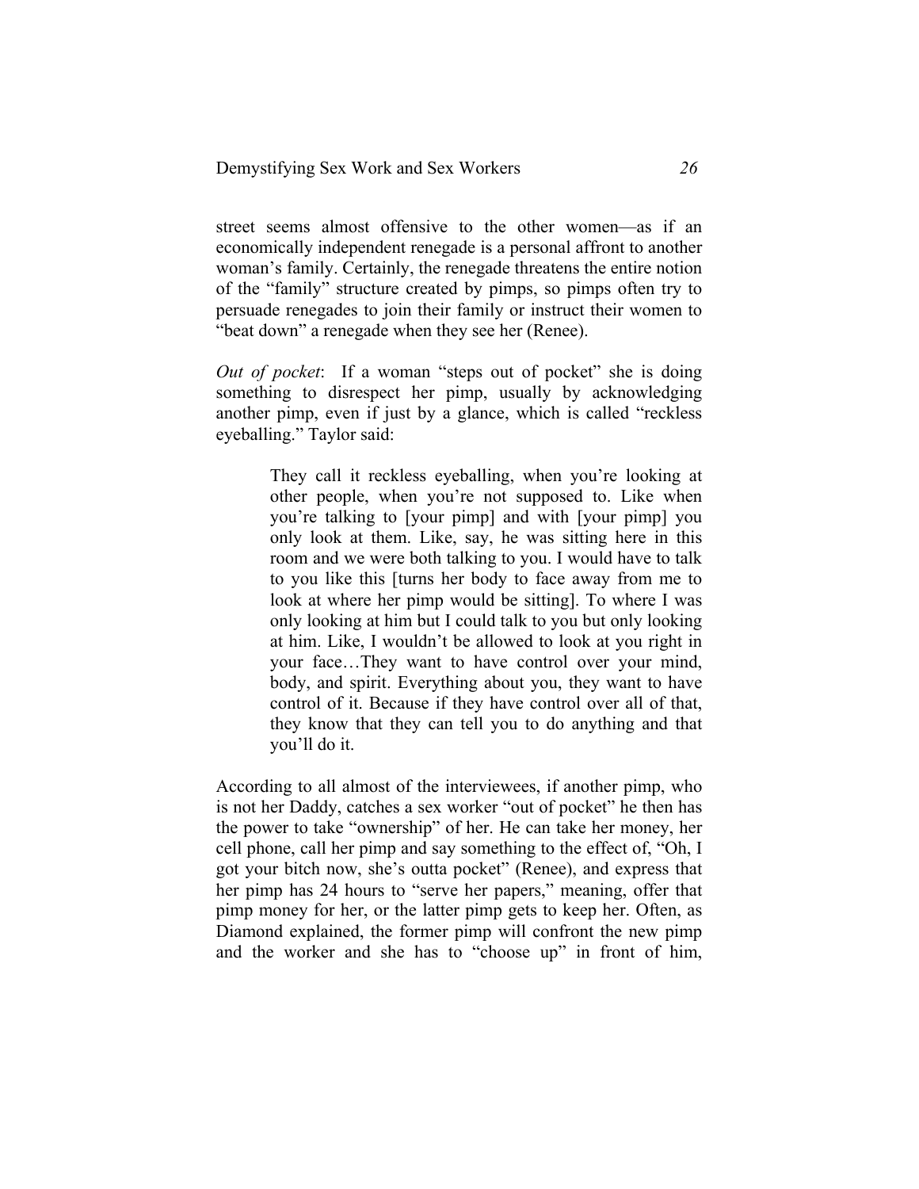street seems almost offensive to the other women—as if an economically independent renegade is a personal affront to another woman's family. Certainly, the renegade threatens the entire notion of the "family" structure created by pimps, so pimps often try to persuade renegades to join their family or instruct their women to "beat down" a renegade when they see her (Renee).

*Out of pocket*: If a woman "steps out of pocket" she is doing something to disrespect her pimp, usually by acknowledging another pimp, even if just by a glance, which is called "reckless eyeballing." Taylor said:

> They call it reckless eyeballing, when you're looking at other people, when you're not supposed to. Like when you're talking to [your pimp] and with [your pimp] you only look at them. Like, say, he was sitting here in this room and we were both talking to you. I would have to talk to you like this [turns her body to face away from me to look at where her pimp would be sitting]. To where I was only looking at him but I could talk to you but only looking at him. Like, I wouldn't be allowed to look at you right in your face…They want to have control over your mind, body, and spirit. Everything about you, they want to have control of it. Because if they have control over all of that, they know that they can tell you to do anything and that you'll do it.

According to all almost of the interviewees, if another pimp, who is not her Daddy, catches a sex worker "out of pocket" he then has the power to take "ownership" of her. He can take her money, her cell phone, call her pimp and say something to the effect of, "Oh, I got your bitch now, she's outta pocket" (Renee), and express that her pimp has 24 hours to "serve her papers," meaning, offer that pimp money for her, or the latter pimp gets to keep her. Often, as Diamond explained, the former pimp will confront the new pimp and the worker and she has to "choose up" in front of him,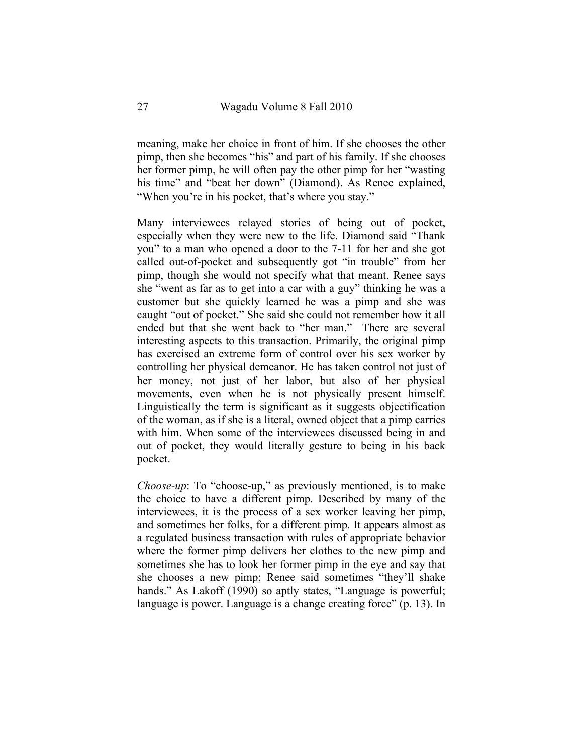meaning, make her choice in front of him. If she chooses the other pimp, then she becomes "his" and part of his family. If she chooses her former pimp, he will often pay the other pimp for her "wasting his time" and "beat her down" (Diamond). As Renee explained, "When you're in his pocket, that's where you stay."

Many interviewees relayed stories of being out of pocket, especially when they were new to the life. Diamond said "Thank you" to a man who opened a door to the 7-11 for her and she got called out-of-pocket and subsequently got "in trouble" from her pimp, though she would not specify what that meant. Renee says she "went as far as to get into a car with a guy" thinking he was a customer but she quickly learned he was a pimp and she was caught "out of pocket." She said she could not remember how it all ended but that she went back to "her man." There are several interesting aspects to this transaction. Primarily, the original pimp has exercised an extreme form of control over his sex worker by controlling her physical demeanor. He has taken control not just of her money, not just of her labor, but also of her physical movements, even when he is not physically present himself. Linguistically the term is significant as it suggests objectification of the woman, as if she is a literal, owned object that a pimp carries with him. When some of the interviewees discussed being in and out of pocket, they would literally gesture to being in his back pocket.

*Choose-up*: To "choose-up," as previously mentioned, is to make the choice to have a different pimp. Described by many of the interviewees, it is the process of a sex worker leaving her pimp, and sometimes her folks, for a different pimp. It appears almost as a regulated business transaction with rules of appropriate behavior where the former pimp delivers her clothes to the new pimp and sometimes she has to look her former pimp in the eye and say that she chooses a new pimp; Renee said sometimes "they'll shake hands." As Lakoff (1990) so aptly states, "Language is powerful; language is power. Language is a change creating force" (p. 13). In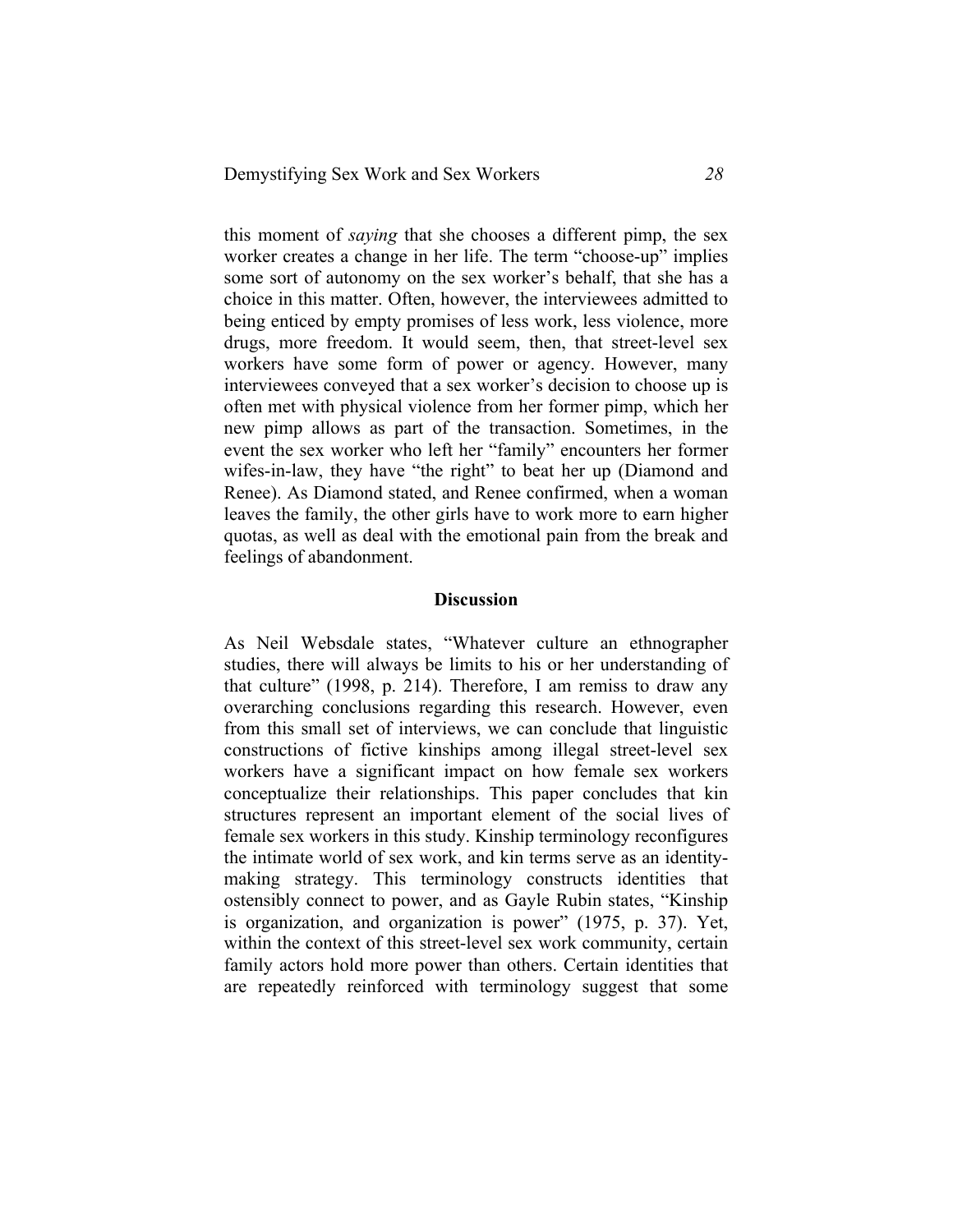this moment of *saying* that she chooses a different pimp, the sex worker creates a change in her life. The term "choose-up" implies some sort of autonomy on the sex worker's behalf, that she has a choice in this matter. Often, however, the interviewees admitted to being enticed by empty promises of less work, less violence, more drugs, more freedom. It would seem, then, that street-level sex workers have some form of power or agency. However, many interviewees conveyed that a sex worker's decision to choose up is often met with physical violence from her former pimp, which her new pimp allows as part of the transaction. Sometimes, in the event the sex worker who left her "family" encounters her former wifes-in-law, they have "the right" to beat her up (Diamond and Renee). As Diamond stated, and Renee confirmed, when a woman leaves the family, the other girls have to work more to earn higher quotas, as well as deal with the emotional pain from the break and feelings of abandonment.

## Discussion

As Neil Websdale states, "Whatever culture an ethnographer studies, there will always be limits to his or her understanding of that culture" (1998, p. 214). Therefore, I am remiss to draw any overarching conclusions regarding this research. However, even from this small set of interviews, we can conclude that linguistic constructions of fictive kinships among illegal street-level sex workers have a significant impact on how female sex workers conceptualize their relationships. This paper concludes that kin structures represent an important element of the social lives of female sex workers in this study. Kinship terminology reconfigures the intimate world of sex work, and kin terms serve as an identity-making strategy. This terminology constructs identities that ostensibly connect to power, and as Gayle Rubin states, "Kinship is organization, and organization is power" (1975, p. 37). Yet, within the context of this street-level sex work community, certain family actors hold more power than others. Certain identities that are repeatedly reinforced with terminology suggest that some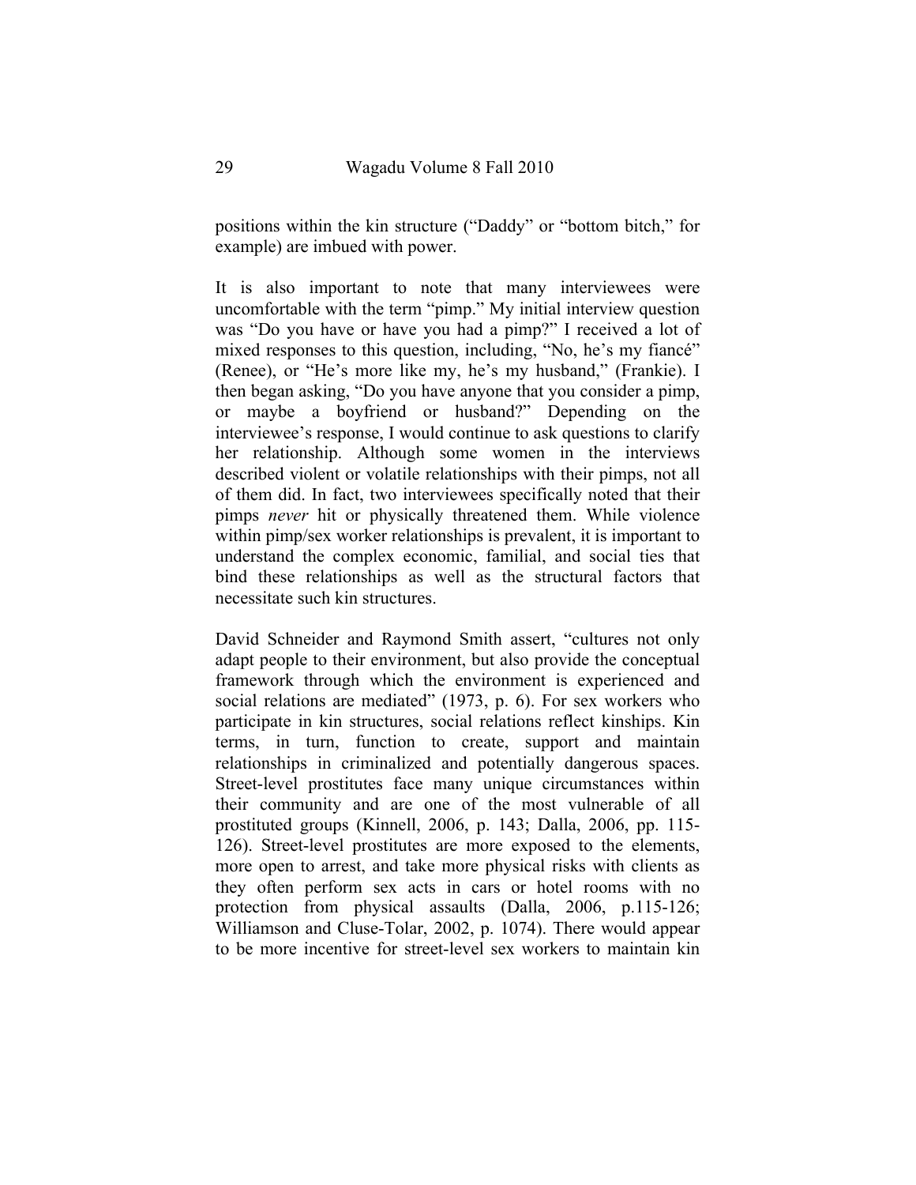positions within the kin structure ("Daddy" or "bottom bitch," for example) are imbued with power.

It is also important to note that many interviewees were uncomfortable with the term "pimp." My initial interview question was "Do you have or have you had a pimp?" I received a lot of mixed responses to this question, including, "No, he's my fiancé" (Renee), or "He's more like my, he's my husband," (Frankie). I then began asking, "Do you have anyone that you consider a pimp, or maybe a boyfriend or husband?" Depending on the interviewee's response, I would continue to ask questions to clarify her relationship. Although some women in the interviews described violent or volatile relationships with their pimps, not all of them did. In fact, two interviewees specifically noted that their pimps *never* hit or physically threatened them. While violence within pimp/sex worker relationships is prevalent, it is important to understand the complex economic, familial, and social ties that bind these relationships as well as the structural factors that necessitate such kin structures.

David Schneider and Raymond Smith assert, "cultures not only adapt people to their environment, but also provide the conceptual framework through which the environment is experienced and social relations are mediated" (1973, p. 6). For sex workers who participate in kin structures, social relations reflect kinships. Kin terms, in turn, function to create, support and maintain relationships in criminalized and potentially dangerous spaces. Street-level prostitutes face many unique circumstances within their community and are one of the most vulnerable of all prostituted groups (Kinnell, 2006, p. 143; Dalla, 2006, pp. 115-126). Street-level prostitutes are more exposed to the elements, more open to arrest, and take more physical risks with clients as they often perform sex acts in cars or hotel rooms with no protection from physical assaults (Dalla, 2006, p.115-126; Williamson and Cluse-Tolar, 2002, p. 1074). There would appear to be more incentive for street-level sex workers to maintain kin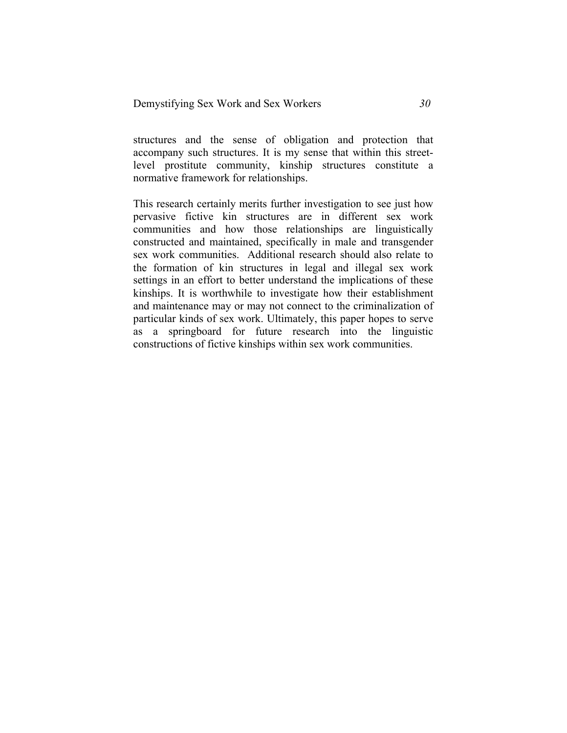structures and the sense of obligation and protection that accompany such structures. It is my sense that within this street-level prostitute community, kinship structures constitute a normative framework for relationships.

This research certainly merits further investigation to see just how pervasive fictive kin structures are in different sex work communities and how those relationships are linguistically constructed and maintained, specifically in male and transgender sex work communities. Additional research should also relate to the formation of kin structures in legal and illegal sex work settings in an effort to better understand the implications of these kinships. It is worthwhile to investigate how their establishment and maintenance may or may not connect to the criminalization of particular kinds of sex work. Ultimately, this paper hopes to serve as a springboard for future research into the linguistic constructions of fictive kinships within sex work communities.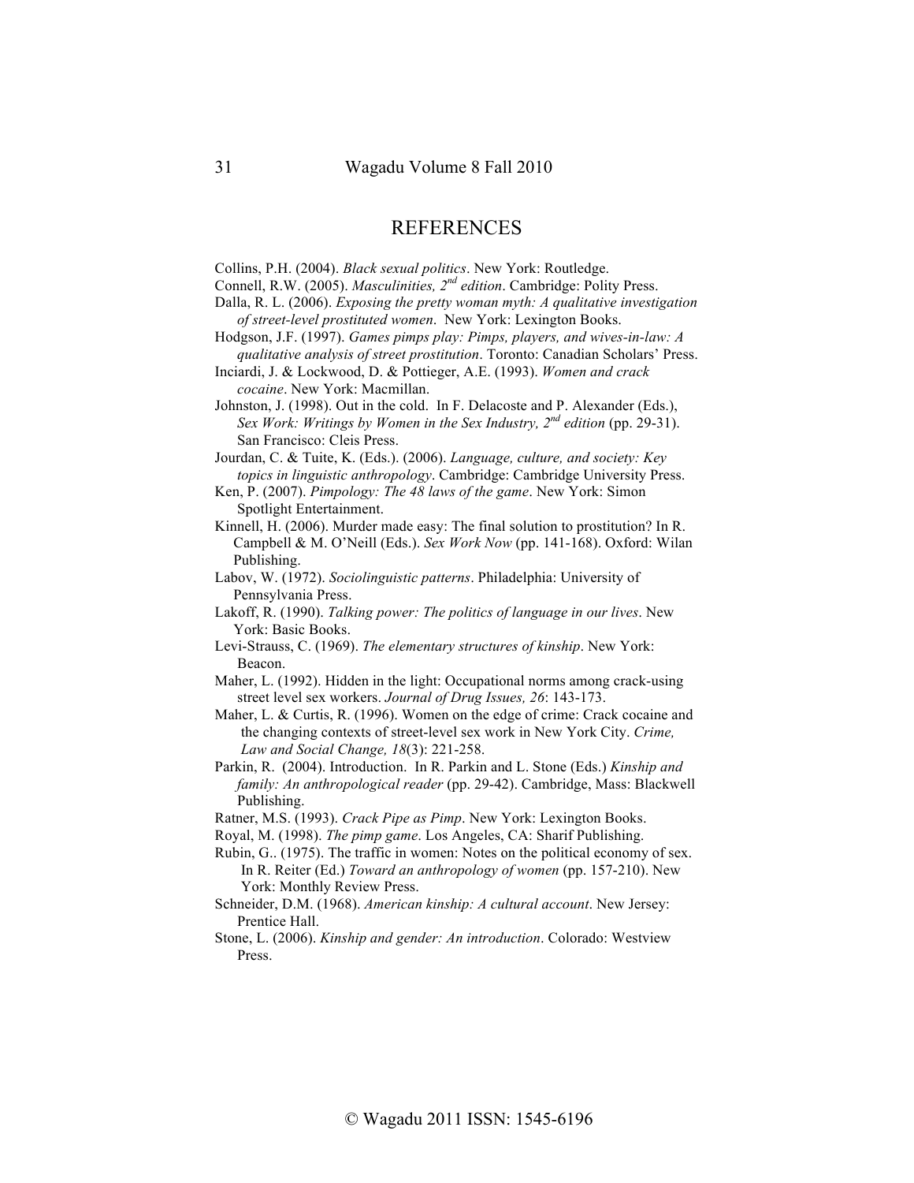## REFERENCES

Collins, P.H. (2004). *Black sexual politics*. New York: Routledge.

Connell, R.W. (2005). *Masculinities, 2nd edition*. Cambridge: Polity Press.

Dalla, R. L. (2006). *Exposing the pretty woman myth: A qualitative investigation of street-level prostituted women*. New York: Lexington Books.

Hodgson, J.F. (1997). *Games pimps play: Pimps, players, and wives-in-law: A qualitative analysis of street prostitution*. Toronto: Canadian Scholars' Press.

Inciardi, J. & Lockwood, D. & Pottieger, A.E. (1993). *Women and crack cocaine*. New York: Macmillan.

Johnston, J. (1998). Out in the cold. In F. Delacoste and P. Alexander (Eds.), *Sex Work: Writings by Women in the Sex Industry, 2nd edition* (pp. 29-31). San Francisco: Cleis Press.

Jourdan, C. & Tuite, K. (Eds.). (2006). *Language, culture, and society: Key topics in linguistic anthropology*. Cambridge: Cambridge University Press.

Ken, P. (2007). *Pimpology: The 48 laws of the game*. New York: Simon Spotlight Entertainment.

Kinnell, H. (2006). Murder made easy: The final solution to prostitution? In R. Campbell & M. O'Neill (Eds.). *Sex Work Now* (pp. 141-168). Oxford: Wilan Publishing.

Labov, W. (1972). *Sociolinguistic patterns*. Philadelphia: University of Pennsylvania Press.

Lakoff, R. (1990). *Talking power: The politics of language in our lives*. New York: Basic Books.

Levi-Strauss, C. (1969). *The elementary structures of kinship*. New York: Beacon.

Maher, L. (1992). Hidden in the light: Occupational norms among crack-using street level sex workers. *Journal of Drug Issues, 26*: 143-173.

Maher, L. & Curtis, R. (1996). Women on the edge of crime: Crack cocaine and the changing contexts of street-level sex work in New York City. *Crime, Law and Social Change, 18*(3): 221-258.

Parkin, R. (2004). Introduction. In R. Parkin and L. Stone (Eds.) *Kinship and family: An anthropological reader* (pp. 29-42). Cambridge, Mass: Blackwell Publishing.

Ratner, M.S. (1993). *Crack Pipe as Pimp*. New York: Lexington Books.

Royal, M. (1998). *The pimp game*. Los Angeles, CA: Sharif Publishing.

Rubin, G.. (1975). The traffic in women: Notes on the political economy of sex. In R. Reiter (Ed.) *Toward an anthropology of women* (pp. 157-210). New York: Monthly Review Press.

Schneider, D.M. (1968). *American kinship: A cultural account*. New Jersey: Prentice Hall.

Stone, L. (2006). *Kinship and gender: An introduction*. Colorado: Westview Press.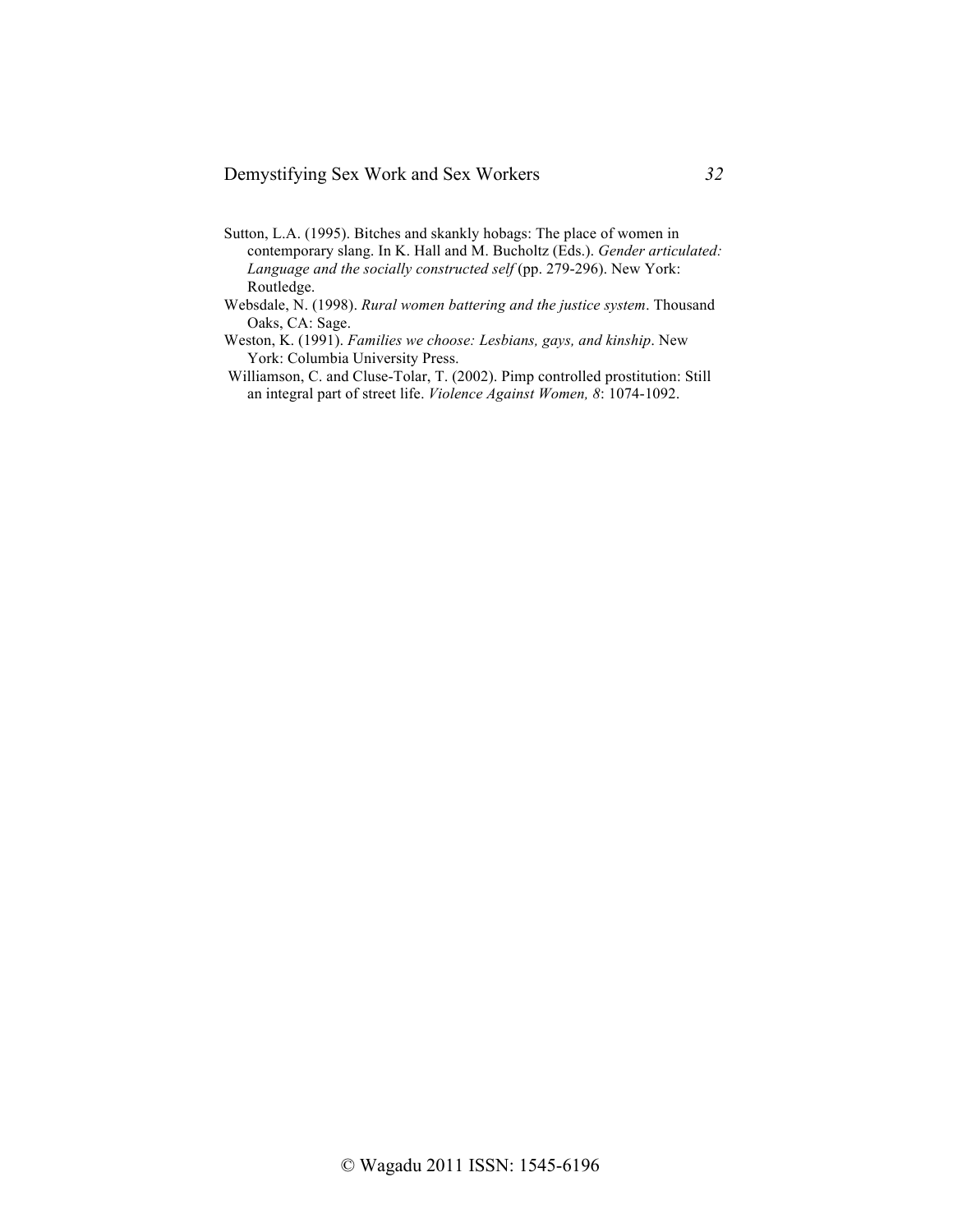Sutton, L.A. (1995). Bitches and skankly hobags: The place of women in contemporary slang. In K. Hall and M. Bucholtz (Eds.). *Gender articulated: Language and the socially constructed self* (pp. 279-296). New York: Routledge.

Websdale, N. (1998). *Rural women battering and the justice system*. Thousand Oaks, CA: Sage.

Weston, K. (1991). *Families we choose: Lesbians, gays, and kinship*. New York: Columbia University Press.

Williamson, C. and Cluse-Tolar, T. (2002). Pimp controlled prostitution: Still an integral part of street life. *Violence Against Women, 8*: 1074-1092.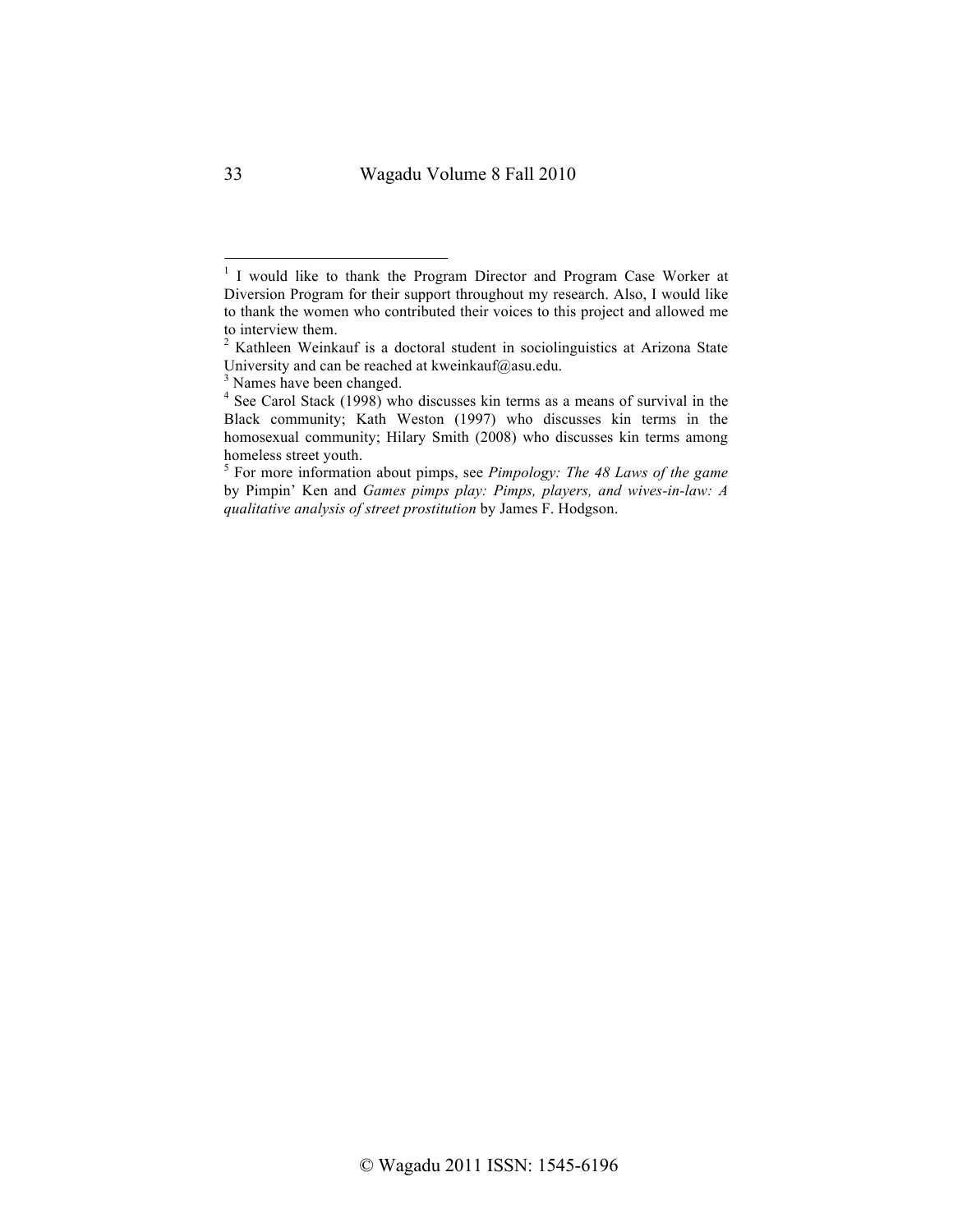[1] I would like to thank the Program Director and Program Case Worker at Diversion Program for their support throughout my research. Also, I would like to thank the women who contributed their voices to this project and allowed me to interview them.

[2] Kathleen Weinkauf is a doctoral student in sociolinguistics at Arizona State University and can be reached at kweinkauf@asu.edu.

[3] Names have been changed.

[4] See Carol Stack (1998) who discusses kin terms as a means of survival in the Black community; Kath Weston (1997) who discusses kin terms in the homosexual community; Hilary Smith (2008) who discusses kin terms among homeless street youth.

[5] For more information about pimps, see *Pimpology: The 48 Laws of the game* by Pimpin' Ken and *Games pimps play: Pimps, players, and wives-in-law: A qualitative analysis of street prostitution* by James F. Hodgson.

© Wagadu 2011 ISSN: 1545-6196